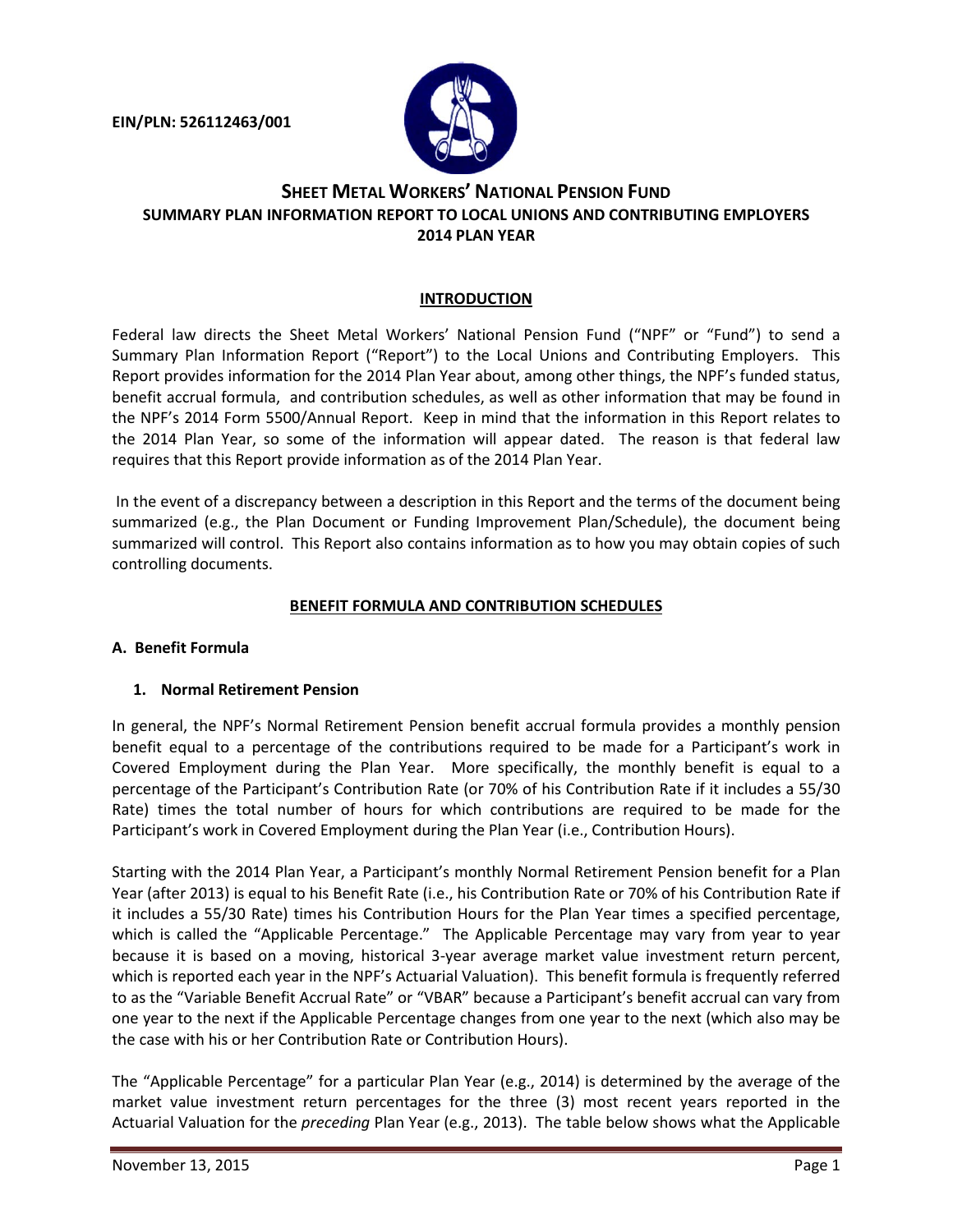**EIN/PLN: 526112463/001**

# SHEET METAL WORKERS' NATIONAL PENSION FUND

## SUMMARY PLAN INFORMATION REPORT TO LOCAL UNIONS AND CONTRIBUTING EMPLOYERS

## 2014 PLAN YEAR

### INTRODUCTION

Federal law directs the Sheet Metal Workers' National Pension Fund ("NPF" or "Fund") to send a Summary Plan Information Report ("Report") to the Local Unions and Contributing Employers. This Report provides information for the 2014 Plan Year about, among other things, the NPF's funded status, benefit accrual formula, and contribution schedules, as well as other information that may be found in the NPF's 2014 Form 5500/Annual Report. Keep in mind that the information in this Report relates to the 2014 Plan Year, so some of the information will appear dated. The reason is that federal law requires that this Report provide information as of the 2014 Plan Year.

In the event of a discrepancy between a description in this Report and the terms of the document being summarized (e.g., the Plan Document or Funding Improvement Plan/Schedule), the document being summarized will control. This Report also contains information as to how you may obtain copies of such controlling documents.

### BENEFIT FORMULA AND CONTRIBUTION SCHEDULES

#### A. Benefit Formula

##### 1. Normal Retirement Pension

In general, the NPF's Normal Retirement Pension benefit accrual formula provides a monthly pension benefit equal to a percentage of the contributions required to be made for a Participant's work in Covered Employment during the Plan Year. More specifically, the monthly benefit is equal to a percentage of the Participant's Contribution Rate (or 70% of his Contribution Rate if it includes a 55/30 Rate) times the total number of hours for which contributions are required to be made for the Participant's work in Covered Employment during the Plan Year (i.e., Contribution Hours).

Starting with the 2014 Plan Year, a Participant's monthly Normal Retirement Pension benefit for a Plan Year (after 2013) is equal to his Benefit Rate (i.e., his Contribution Rate or 70% of his Contribution Rate if it includes a 55/30 Rate) times his Contribution Hours for the Plan Year times a specified percentage, which is called the "Applicable Percentage." The Applicable Percentage may vary from year to year because it is based on a moving, historical 3-year average market value investment return percent, which is reported each year in the NPF's Actuarial Valuation). This benefit formula is frequently referred to as the "Variable Benefit Accrual Rate" or "VBAR" because a Participant's benefit accrual can vary from one year to the next if the Applicable Percentage changes from one year to the next (which also may be the case with his or her Contribution Rate or Contribution Hours).

The "Applicable Percentage" for a particular Plan Year (e.g., 2014) is determined by the average of the market value investment return percentages for the three (3) most recent years reported in the Actuarial Valuation for the *preceding* Plan Year (e.g., 2013). The table below shows what the Applicable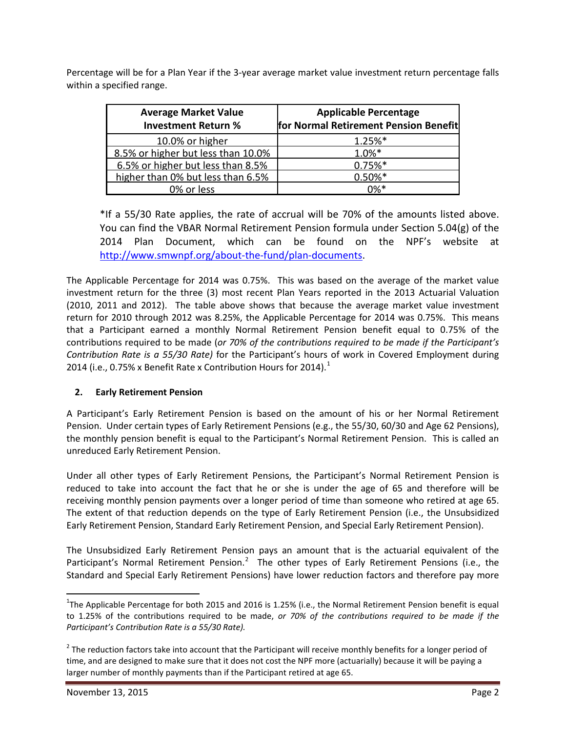Percentage will be for a Plan Year if the 3-year average market value investment return percentage falls within a specified range.

| Average Market Value Investment Return % | Applicable Percentage for Normal Retirement Pension Benefit |
|---|---|
| 10.0% or higher | 1.25%* |
| 8.5% or higher but less than 10.0% | 1.0%* |
| 6.5% or higher but less than 8.5% | 0.75%* |
| higher than 0% but less than 6.5% | 0.50%* |
| 0% or less | 0%* |

*If a 55/30 Rate applies, the rate of accrual will be 70% of the amounts listed above. You can find the VBAR Normal Retirement Pension formula under Section 5.04(g) of the 2014 Plan Document, which can be found on the NPF's website at [http://www.smwnpf.org/about-the-fund/plan-documents](http://www.smwnpf.org/about-the-fund/plan-documents).

The Applicable Percentage for 2014 was 0.75%. This was based on the average of the market value investment return for the three (3) most recent Plan Years reported in the 2013 Actuarial Valuation (2010, 2011 and 2012). The table above shows that because the average market value investment return for 2010 through 2012 was 8.25%, the Applicable Percentage for 2014 was 0.75%. This means that a Participant earned a monthly Normal Retirement Pension benefit equal to 0.75% of the contributions required to be made (*or 70% of the contributions required to be made if the Participant's Contribution Rate is a 55/30 Rate)* for the Participant's hours of work in Covered Employment during 2014 (i.e., 0.75% x Benefit Rate x Contribution Hours for 2014).[1]

## 2. Early Retirement Pension

A Participant's Early Retirement Pension is based on the amount of his or her Normal Retirement Pension. Under certain types of Early Retirement Pensions (e.g., the 55/30, 60/30 and Age 62 Pensions), the monthly pension benefit is equal to the Participant's Normal Retirement Pension. This is called an unreduced Early Retirement Pension.

Under all other types of Early Retirement Pensions, the Participant's Normal Retirement Pension is reduced to take into account the fact that he or she is under the age of 65 and therefore will be receiving monthly pension payments over a longer period of time than someone who retired at age 65. The extent of that reduction depends on the type of Early Retirement Pension (i.e., the Unsubsidized Early Retirement Pension, Standard Early Retirement Pension, and Special Early Retirement Pension).

The Unsubsidized Early Retirement Pension pays an amount that is the actuarial equivalent of the Participant's Normal Retirement Pension.[2] The other types of Early Retirement Pensions (i.e., the Standard and Special Early Retirement Pensions) have lower reduction factors and therefore pay more

---

[1] The Applicable Percentage for 2015 and 2016 is 1.25% (i.e., the Normal Retirement Pension benefit is equal to 1.25% of the contributions required to be made, *or 70% of the contributions required to be made if the Participant's Contribution Rate is a 55/30 Rate).*

[2] The reduction factors take into account that the Participant will receive monthly benefits for a longer period of time, and are designed to make sure that it does not cost the NPF more (actuarially) because it will be paying a larger number of monthly payments than if the Participant retired at age 65.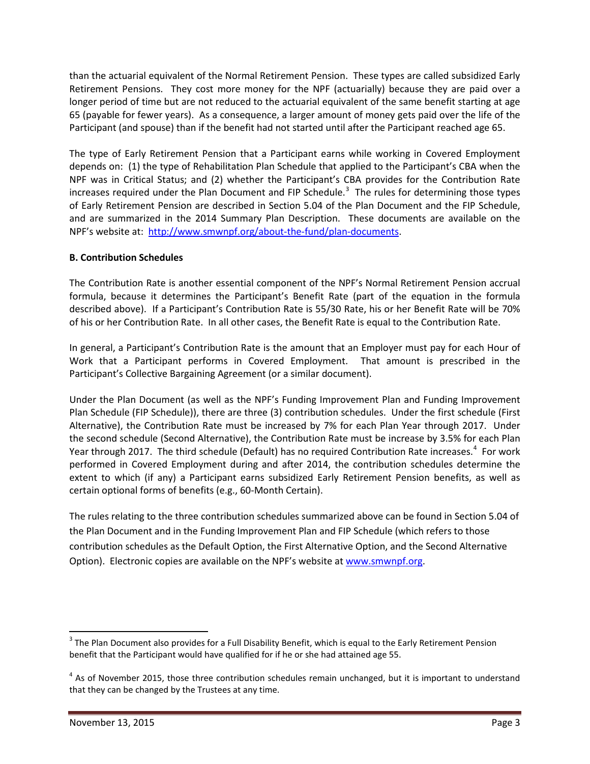than the actuarial equivalent of the Normal Retirement Pension. These types are called subsidized Early Retirement Pensions. They cost more money for the NPF (actuarially) because they are paid over a longer period of time but are not reduced to the actuarial equivalent of the same benefit starting at age 65 (payable for fewer years). As a consequence, a larger amount of money gets paid over the life of the Participant (and spouse) than if the benefit had not started until after the Participant reached age 65.

The type of Early Retirement Pension that a Participant earns while working in Covered Employment depends on: (1) the type of Rehabilitation Plan Schedule that applied to the Participant's CBA when the NPF was in Critical Status; and (2) whether the Participant's CBA provides for the Contribution Rate increases required under the Plan Document and FIP Schedule.[3] The rules for determining those types of Early Retirement Pension are described in Section 5.04 of the Plan Document and the FIP Schedule, and are summarized in the 2014 Summary Plan Description. These documents are available on the NPF's website at: http://www.smwnpf.org/about-the-fund/plan-documents.

**B. Contribution Schedules**

The Contribution Rate is another essential component of the NPF's Normal Retirement Pension accrual formula, because it determines the Participant's Benefit Rate (part of the equation in the formula described above). If a Participant's Contribution Rate is 55/30 Rate, his or her Benefit Rate will be 70% of his or her Contribution Rate. In all other cases, the Benefit Rate is equal to the Contribution Rate.

In general, a Participant's Contribution Rate is the amount that an Employer must pay for each Hour of Work that a Participant performs in Covered Employment. That amount is prescribed in the Participant's Collective Bargaining Agreement (or a similar document).

Under the Plan Document (as well as the NPF's Funding Improvement Plan and Funding Improvement Plan Schedule (FIP Schedule)), there are three (3) contribution schedules. Under the first schedule (First Alternative), the Contribution Rate must be increased by 7% for each Plan Year through 2017. Under the second schedule (Second Alternative), the Contribution Rate must be increase by 3.5% for each Plan Year through 2017. The third schedule (Default) has no required Contribution Rate increases.[4] For work performed in Covered Employment during and after 2014, the contribution schedules determine the extent to which (if any) a Participant earns subsidized Early Retirement Pension benefits, as well as certain optional forms of benefits (e.g., 60-Month Certain).

The rules relating to the three contribution schedules summarized above can be found in Section 5.04 of the Plan Document and in the Funding Improvement Plan and FIP Schedule (which refers to those contribution schedules as the Default Option, the First Alternative Option, and the Second Alternative Option). Electronic copies are available on the NPF's website at www.smwnpf.org.

---

[3] The Plan Document also provides for a Full Disability Benefit, which is equal to the Early Retirement Pension benefit that the Participant would have qualified for if he or she had attained age 55.

[4] As of November 2015, those three contribution schedules remain unchanged, but it is important to understand that they can be changed by the Trustees at any time.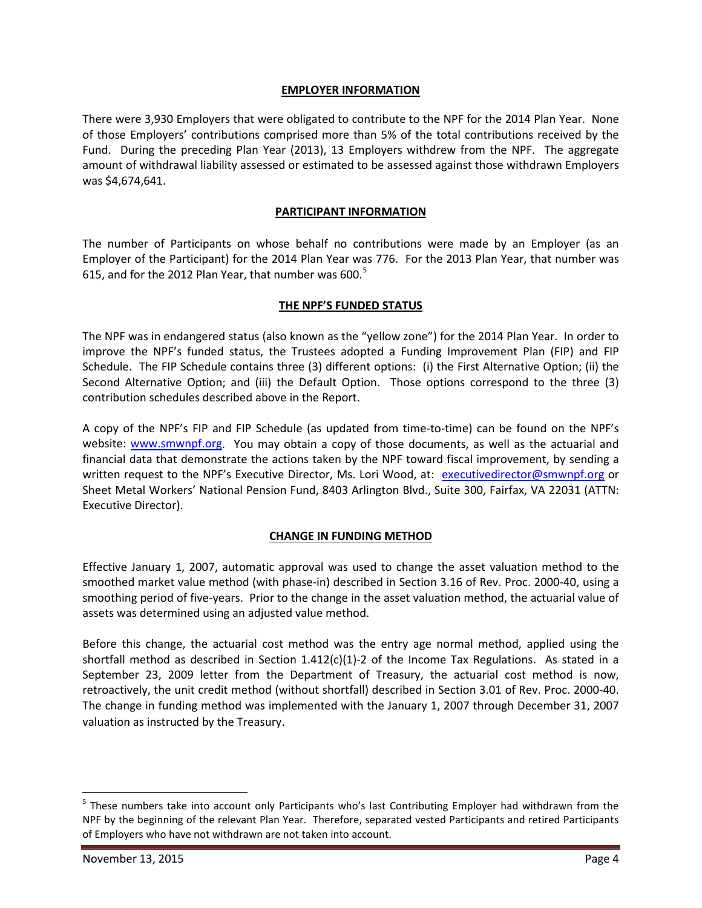## EMPLOYER INFORMATION

There were 3,930 Employers that were obligated to contribute to the NPF for the 2014 Plan Year. None of those Employers' contributions comprised more than 5% of the total contributions received by the Fund. During the preceding Plan Year (2013), 13 Employers withdrew from the NPF. The aggregate amount of withdrawal liability assessed or estimated to be assessed against those withdrawn Employers was $4,674,641.

## PARTICIPANT INFORMATION

The number of Participants on whose behalf no contributions were made by an Employer (as an Employer of the Participant) for the 2014 Plan Year was 776. For the 2013 Plan Year, that number was 615, and for the 2012 Plan Year, that number was 600.[5]

## THE NPF'S FUNDED STATUS

The NPF was in endangered status (also known as the "yellow zone") for the 2014 Plan Year. In order to improve the NPF's funded status, the Trustees adopted a Funding Improvement Plan (FIP) and FIP Schedule. The FIP Schedule contains three (3) different options: (i) the First Alternative Option; (ii) the Second Alternative Option; and (iii) the Default Option. Those options correspond to the three (3) contribution schedules described above in the Report.

A copy of the NPF's FIP and FIP Schedule (as updated from time-to-time) can be found on the NPF's website: www.smwnpf.org. You may obtain a copy of those documents, as well as the actuarial and financial data that demonstrate the actions taken by the NPF toward fiscal improvement, by sending a written request to the NPF's Executive Director, Ms. Lori Wood, at: executivedirector@smwnpf.org or Sheet Metal Workers' National Pension Fund, 8403 Arlington Blvd., Suite 300, Fairfax, VA 22031 (ATTN: Executive Director).

## CHANGE IN FUNDING METHOD

Effective January 1, 2007, automatic approval was used to change the asset valuation method to the smoothed market value method (with phase-in) described in Section 3.16 of Rev. Proc. 2000-40, using a smoothing period of five-years. Prior to the change in the asset valuation method, the actuarial value of assets was determined using an adjusted value method.

Before this change, the actuarial cost method was the entry age normal method, applied using the shortfall method as described in Section 1.412(c)(1)-2 of the Income Tax Regulations. As stated in a September 23, 2009 letter from the Department of Treasury, the actuarial cost method is now, retroactively, the unit credit method (without shortfall) described in Section 3.01 of Rev. Proc. 2000-40. The change in funding method was implemented with the January 1, 2007 through December 31, 2007 valuation as instructed by the Treasury.

---

[5] These numbers take into account only Participants who's last Contributing Employer had withdrawn from the NPF by the beginning of the relevant Plan Year. Therefore, separated vested Participants and retired Participants of Employers who have not withdrawn are not taken into account.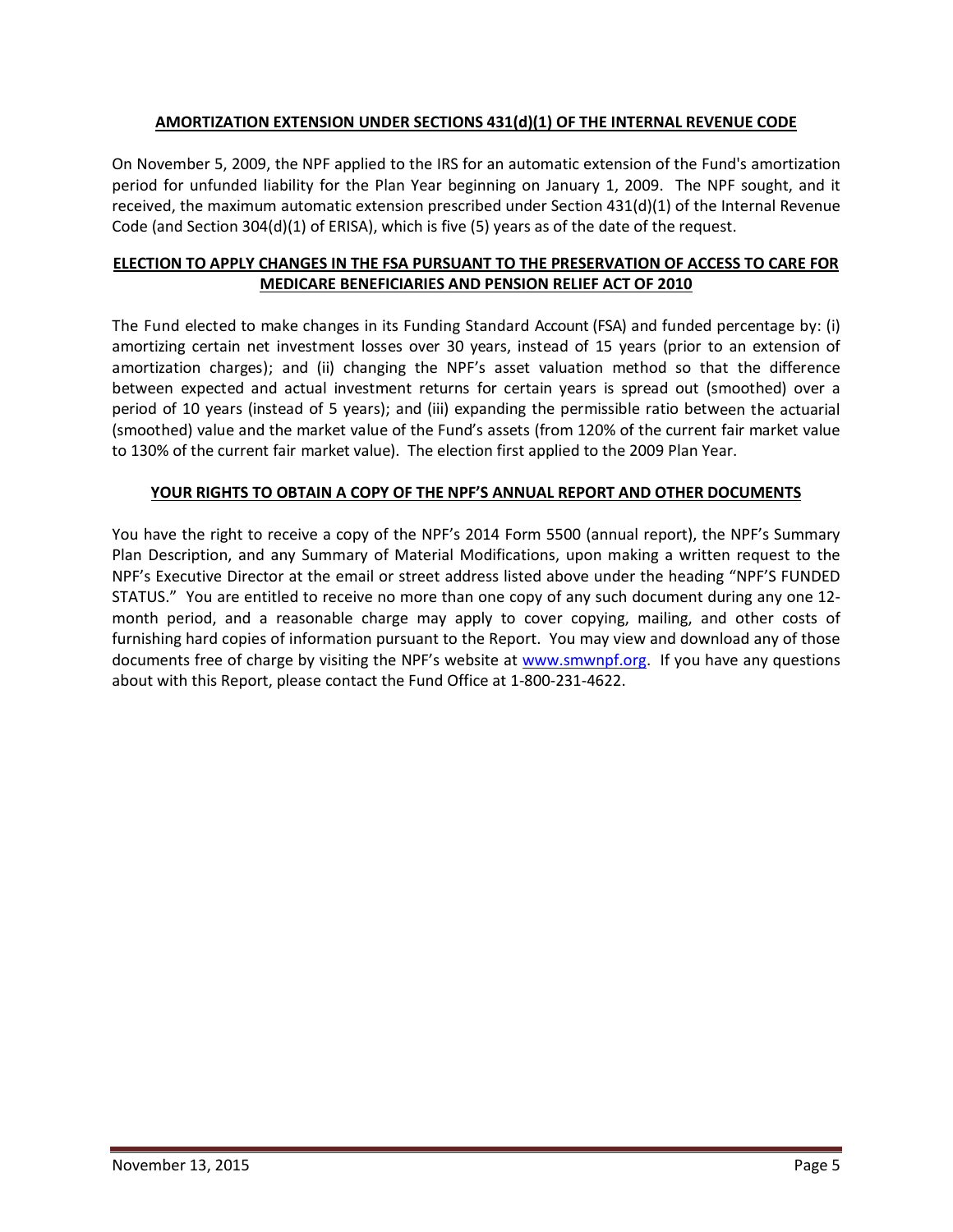## AMORTIZATION EXTENSION UNDER SECTIONS 431(d)(1) OF THE INTERNAL REVENUE CODE

On November 5, 2009, the NPF applied to the IRS for an automatic extension of the Fund's amortization period for unfunded liability for the Plan Year beginning on January 1, 2009. The NPF sought, and it received, the maximum automatic extension prescribed under Section 431(d)(1) of the Internal Revenue Code (and Section 304(d)(1) of ERISA), which is five (5) years as of the date of the request.

## ELECTION TO APPLY CHANGES IN THE FSA PURSUANT TO THE PRESERVATION OF ACCESS TO CARE FOR MEDICARE BENEFICIARIES AND PENSION RELIEF ACT OF 2010

The Fund elected to make changes in its Funding Standard Account (FSA) and funded percentage by: (i) amortizing certain net investment losses over 30 years, instead of 15 years (prior to an extension of amortization charges); and (ii) changing the NPF's asset valuation method so that the difference between expected and actual investment returns for certain years is spread out (smoothed) over a period of 10 years (instead of 5 years); and (iii) expanding the permissible ratio between the actuarial (smoothed) value and the market value of the Fund's assets (from 120% of the current fair market value to 130% of the current fair market value). The election first applied to the 2009 Plan Year.

## YOUR RIGHTS TO OBTAIN A COPY OF THE NPF'S ANNUAL REPORT AND OTHER DOCUMENTS

You have the right to receive a copy of the NPF's 2014 Form 5500 (annual report), the NPF's Summary Plan Description, and any Summary of Material Modifications, upon making a written request to the NPF's Executive Director at the email or street address listed above under the heading "NPF'S FUNDED STATUS." You are entitled to receive no more than one copy of any such document during any one 12-month period, and a reasonable charge may apply to cover copying, mailing, and other costs of furnishing hard copies of information pursuant to the Report. You may view and download any of those documents free of charge by visiting the NPF's website at www.smwnpf.org. If you have any questions about with this Report, please contact the Fund Office at 1-800-231-4622.